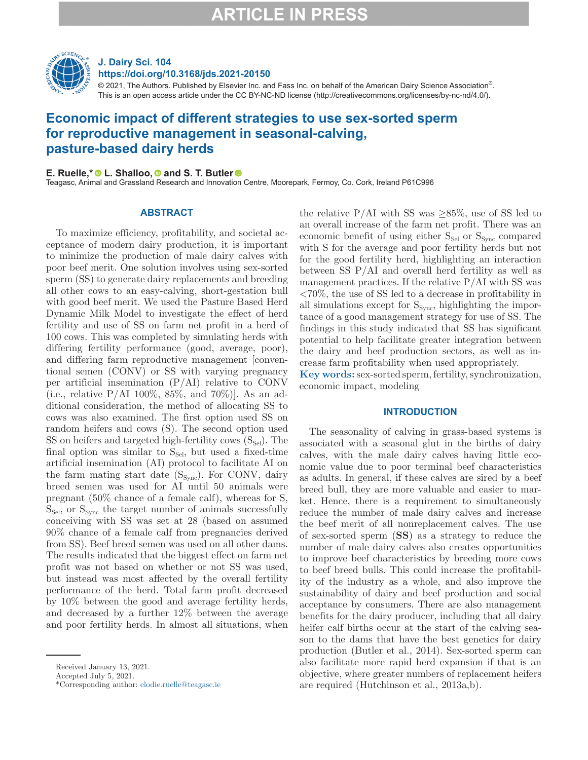# Economic impact of different strategies to use sex-sorted sperm for reproductive management in seasonal-calving, pasture-based dairy herds

**E. Ruelle,* L. Shalloo, and S. T. Butler**

Teagasc, Animal and Grassland Research and Innovation Centre, Moorepark, Fermoy, Co. Cork, Ireland P61C996

© 2021, The Authors. Published by Elsevier Inc. and Fass Inc. on behalf of the American Dairy Science Association®. This is an open access article under the CC BY-NC-ND license (http://creativecommons.org/licenses/by-nc-nd/4.0/).

https://doi.org/10.3168/jds.2021-20150

## ABSTRACT

To maximize efficiency, profitability, and societal acceptance of modern dairy production, it is important to minimize the production of male dairy calves with poor beef merit. One solution involves using sex-sorted sperm (SS) to generate dairy replacements and breeding all other cows to an easy-calving, short-gestation bull with good beef merit. We used the Pasture Based Herd Dynamic Milk Model to investigate the effect of herd fertility and use of SS on farm net profit in a herd of 100 cows. This was completed by simulating herds with differing fertility performance (good, average, poor), and differing farm reproductive management [conventional semen (CONV) or SS with varying pregnancy per artificial insemination (P/AI) relative to CONV (i.e., relative P/AI 100%, 85%, and 70%)]. As an additional consideration, the method of allocating SS to cows was also examined. The first option used SS on random heifers and cows (S). The second option used SS on heifers and targeted high-fertility cows ($S_{Sel}$). The final option was similar to $S_{Sel}$, but used a fixed-time artificial insemination (AI) protocol to facilitate AI on the farm mating start date ($S_{Sync}$). For CONV, dairy breed semen was used for AI until 50 animals were pregnant (50% chance of a female calf), whereas for S, $S_{Sel}$, or $S_{Sync}$ the target number of animals successfully conceiving with SS was set at 28 (based on assumed 90% chance of a female calf from pregnancies derived from SS). Beef breed semen was used on all other dams. The results indicated that the biggest effect on farm net profit was not based on whether or not SS was used, but instead was most affected by the overall fertility performance of the herd. Total farm profit decreased by 10% between the good and average fertility herds, and decreased by a further 12% between the average and poor fertility herds. In almost all situations, when the relative P/AI with SS was ≥85%, use of SS led to an overall increase of the farm net profit. There was an economic benefit of using either $S_{Sel}$ or $S_{Sync}$ compared with S for the average and poor fertility herds but not for the good fertility herd, highlighting an interaction between SS P/AI and overall herd fertility as well as management practices. If the relative P/AI with SS was <70%, the use of SS led to a decrease in profitability in all simulations except for $S_{Sync}$, highlighting the importance of a good management strategy for use of SS. The findings in this study indicated that SS has significant potential to help facilitate greater integration between the dairy and beef production sectors, as well as increase farm profitability when used appropriately.

**Key words:** sex-sorted sperm, fertility, synchronization, economic impact, modeling

## INTRODUCTION

The seasonality of calving in grass-based systems is associated with a seasonal glut in the births of dairy calves, with the male dairy calves having little economic value due to poor terminal beef characteristics as adults. In general, if these calves are sired by a beef breed bull, they are more valuable and easier to market. Hence, there is a requirement to simultaneously reduce the number of male dairy calves and increase the beef merit of all nonreplacement calves. The use of sex-sorted sperm (**SS**) as a strategy to reduce the number of male dairy calves also creates opportunities to improve beef characteristics by breeding more cows to beef breed bulls. This could increase the profitability of the industry as a whole, and also improve the sustainability of dairy and beef production and social acceptance by consumers. There are also management benefits for the dairy producer, including that all dairy heifer calf births occur at the start of the calving season to the dams that have the best genetics for dairy production (Butler et al., 2014). Sex-sorted sperm can also facilitate more rapid herd expansion if that is an objective, where greater numbers of replacement heifers are required (Hutchinson et al., 2013a,b).

Received January 13, 2021.
Accepted July 5, 2021.
*Corresponding author: elodie.ruelle@teagasc.ie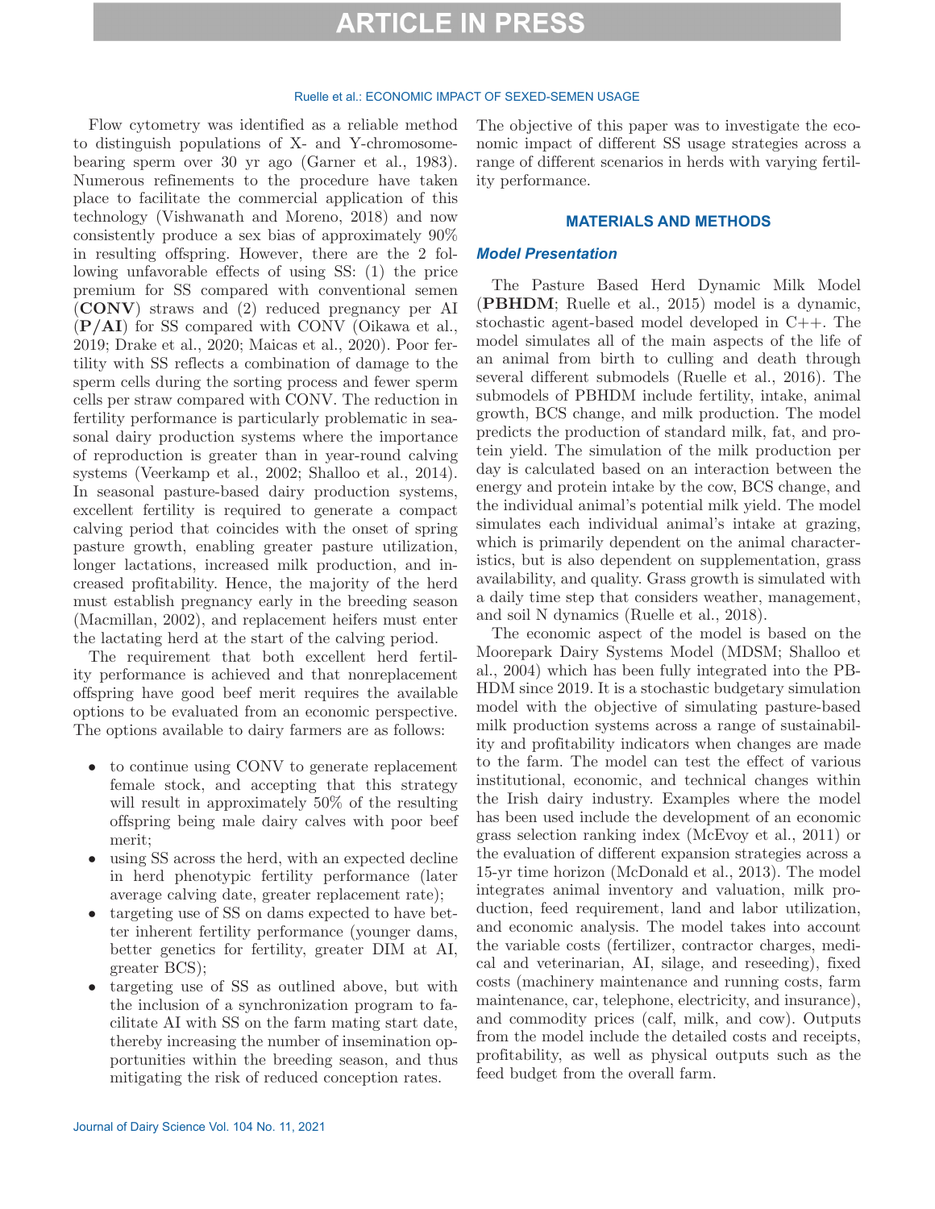Flow cytometry was identified as a reliable method to distinguish populations of X- and Y-chromosome-bearing sperm over 30 yr ago (Garner et al., 1983). Numerous refinements to the procedure have taken place to facilitate the commercial application of this technology (Vishwanath and Moreno, 2018) and now consistently produce a sex bias of approximately 90% in resulting offspring. However, there are the 2 following unfavorable effects of using SS: (1) the price premium for SS compared with conventional semen (**CONV**) straws and (2) reduced pregnancy per AI (**P/AI**) for SS compared with CONV (Oikawa et al., 2019; Drake et al., 2020; Maicas et al., 2020). Poor fertility with SS reflects a combination of damage to the sperm cells during the sorting process and fewer sperm cells per straw compared with CONV. The reduction in fertility performance is particularly problematic in seasonal dairy production systems where the importance of reproduction is greater than in year-round calving systems (Veerkamp et al., 2002; Shalloo et al., 2014). In seasonal pasture-based dairy production systems, excellent fertility is required to generate a compact calving period that coincides with the onset of spring pasture growth, enabling greater pasture utilization, longer lactations, increased milk production, and increased profitability. Hence, the majority of the herd must establish pregnancy early in the breeding season (Macmillan, 2002), and replacement heifers must enter the lactating herd at the start of the calving period.

The requirement that both excellent herd fertility performance is achieved and that nonreplacement offspring have good beef merit requires the available options to be evaluated from an economic perspective. The options available to dairy farmers are as follows:

- to continue using CONV to generate replacement female stock, and accepting that this strategy will result in approximately 50% of the resulting offspring being male dairy calves with poor beef merit;
- using SS across the herd, with an expected decline in herd phenotypic fertility performance (later average calving date, greater replacement rate);
- targeting use of SS on dams expected to have better inherent fertility performance (younger dams, better genetics for fertility, greater DIM at AI, greater BCS);
- targeting use of SS as outlined above, but with the inclusion of a synchronization program to facilitate AI with SS on the farm mating start date, thereby increasing the number of insemination opportunities within the breeding season, and thus mitigating the risk of reduced conception rates.

The objective of this paper was to investigate the economic impact of different SS usage strategies across a range of different scenarios in herds with varying fertility performance.

## MATERIALS AND METHODS

### *Model Presentation*

The Pasture Based Herd Dynamic Milk Model (**PBHDM**; Ruelle et al., 2015) model is a dynamic, stochastic agent-based model developed in C++. The model simulates all of the main aspects of the life of an animal from birth to culling and death through several different submodels (Ruelle et al., 2016). The submodels of PBHDM include fertility, intake, animal growth, BCS change, and milk production. The model predicts the production of standard milk, fat, and protein yield. The simulation of the milk production per day is calculated based on an interaction between the energy and protein intake by the cow, BCS change, and the individual animal's potential milk yield. The model simulates each individual animal's intake at grazing, which is primarily dependent on the animal characteristics, but is also dependent on supplementation, grass availability, and quality. Grass growth is simulated with a daily time step that considers weather, management, and soil N dynamics (Ruelle et al., 2018).

The economic aspect of the model is based on the Moorepark Dairy Systems Model (MDSM; Shalloo et al., 2004) which has been fully integrated into the PBHDM since 2019. It is a stochastic budgetary simulation model with the objective of simulating pasture-based milk production systems across a range of sustainability and profitability indicators when changes are made to the farm. The model can test the effect of various institutional, economic, and technical changes within the Irish dairy industry. Examples where the model has been used include the development of an economic grass selection ranking index (McEvoy et al., 2011) or the evaluation of different expansion strategies across a 15-yr time horizon (McDonald et al., 2013). The model integrates animal inventory and valuation, milk production, feed requirement, land and labor utilization, and economic analysis. The model takes into account the variable costs (fertilizer, contractor charges, medical and veterinarian, AI, silage, and reseeding), fixed costs (machinery maintenance and running costs, farm maintenance, car, telephone, electricity, and insurance), and commodity prices (calf, milk, and cow). Outputs from the model include the detailed costs and receipts, profitability, as well as physical outputs such as the feed budget from the overall farm.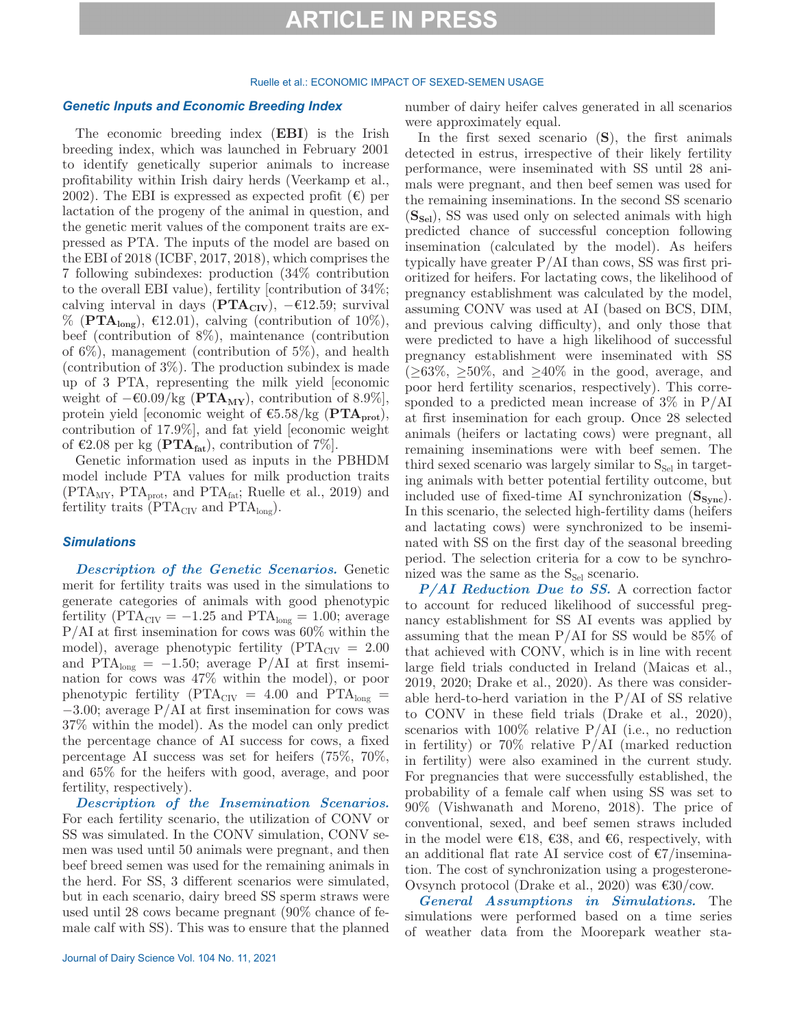### Genetic Inputs and Economic Breeding Index

The economic breeding index (**EBI**) is the Irish breeding index, which was launched in February 2001 to identify genetically superior animals to increase profitability within Irish dairy herds (Veerkamp et al., 2002). The EBI is expressed as expected profit (€) per lactation of the progeny of the animal in question, and the genetic merit values of the component traits are expressed as PTA. The inputs of the model are based on the EBI of 2018 (ICBF, 2017, 2018), which comprises the 7 following subindexes: production (34% contribution to the overall EBI value), fertility [contribution of 34%; calving interval in days (**$PTA_{CIV}$**), −€12.59; survival % (**$PTA_{long}$**), €12.01), calving (contribution of 10%), beef (contribution of 8%), maintenance (contribution of 6%), management (contribution of 5%), and health (contribution of 3%). The production subindex is made up of 3 PTA, representing the milk yield [economic weight of −€0.09/kg (**$PTA_{MY}$**), contribution of 8.9%], protein yield [economic weight of €5.58/kg (**$PTA_{prot}$**), contribution of 17.9%], and fat yield [economic weight of €2.08 per kg (**$PTA_{fat}$**), contribution of 7%].

Genetic information used as inputs in the PBHDM model include PTA values for milk production traits ($PTA_{MY}$, $PTA_{prot}$, and $PTA_{fat}$; Ruelle et al., 2019) and fertility traits ($PTA_{CIV}$ and $PTA_{long}$).

### Simulations

***Description of the Genetic Scenarios.*** Genetic merit for fertility traits was used in the simulations to generate categories of animals with good phenotypic fertility ($PTA_{CIV} = -1.25$ and $PTA_{long} = 1.00$; average P/AI at first insemination for cows was 60% within the model), average phenotypic fertility ($PTA_{CIV} = 2.00$ and $PTA_{long} = -1.50$; average P/AI at first insemination for cows was 47% within the model), or poor phenotypic fertility ($PTA_{CIV} = 4.00$ and $PTA_{long} = -3.00$; average P/AI at first insemination for cows was 37% within the model). As the model can only predict the percentage chance of AI success for cows, a fixed percentage AI success was set for heifers (75%, 70%, and 65% for the heifers with good, average, and poor fertility, respectively).

***Description of the Insemination Scenarios.*** For each fertility scenario, the utilization of CONV or SS was simulated. In the CONV simulation, CONV semen was used until 50 animals were pregnant, and then beef breed semen was used for the remaining animals in the herd. For SS, 3 different scenarios were simulated, but in each scenario, dairy breed SS sperm straws were used until 28 cows became pregnant (90% chance of female calf with SS). This was to ensure that the planned number of dairy heifer calves generated in all scenarios were approximately equal.

In the first sexed scenario (**S**), the first animals detected in estrus, irrespective of their likely fertility performance, were inseminated with SS until 28 animals were pregnant, and then beef semen was used for the remaining inseminations. In the second SS scenario (**$S_{Sel}$**), SS was used only on selected animals with high predicted chance of successful conception following insemination (calculated by the model). As heifers typically have greater P/AI than cows, SS was first prioritized for heifers. For lactating cows, the likelihood of pregnancy establishment was calculated by the model, assuming CONV was used at AI (based on BCS, DIM, and previous calving difficulty), and only those that were predicted to have a high likelihood of successful pregnancy establishment were inseminated with SS (≥63%, ≥50%, and ≥40% in the good, average, and poor herd fertility scenarios, respectively). This corresponded to a predicted mean increase of 3% in P/AI at first insemination for each group. Once 28 selected animals (heifers or lactating cows) were pregnant, all remaining inseminations were with beef semen. The third sexed scenario was largely similar to $S_{Sel}$ in targeting animals with better potential fertility outcome, but included use of fixed-time AI synchronization (**$S_{Sync}$**). In this scenario, the selected high-fertility dams (heifers and lactating cows) were synchronized to be inseminated with SS on the first day of the seasonal breeding period. The selection criteria for a cow to be synchronized was the same as the $S_{Sel}$ scenario.

***P/AI Reduction Due to SS.*** A correction factor to account for reduced likelihood of successful pregnancy establishment for SS AI events was applied by assuming that the mean P/AI for SS would be 85% of that achieved with CONV, which is in line with recent large field trials conducted in Ireland (Maicas et al., 2019, 2020; Drake et al., 2020). As there was considerable herd-to-herd variation in the P/AI of SS relative to CONV in these field trials (Drake et al., 2020), scenarios with 100% relative P/AI (i.e., no reduction in fertility) or 70% relative P/AI (marked reduction in fertility) were also examined in the current study. For pregnancies that were successfully established, the probability of a female calf when using SS was set to 90% (Vishwanath and Moreno, 2018). The price of conventional, sexed, and beef semen straws included in the model were €18, €38, and €6, respectively, with an additional flat rate AI service cost of €7/insemination. The cost of synchronization using a progesterone-Ovsynch protocol (Drake et al., 2020) was €30/cow.

***General Assumptions in Simulations.*** The simulations were performed based on a time series of weather data from the Moorepark weather sta-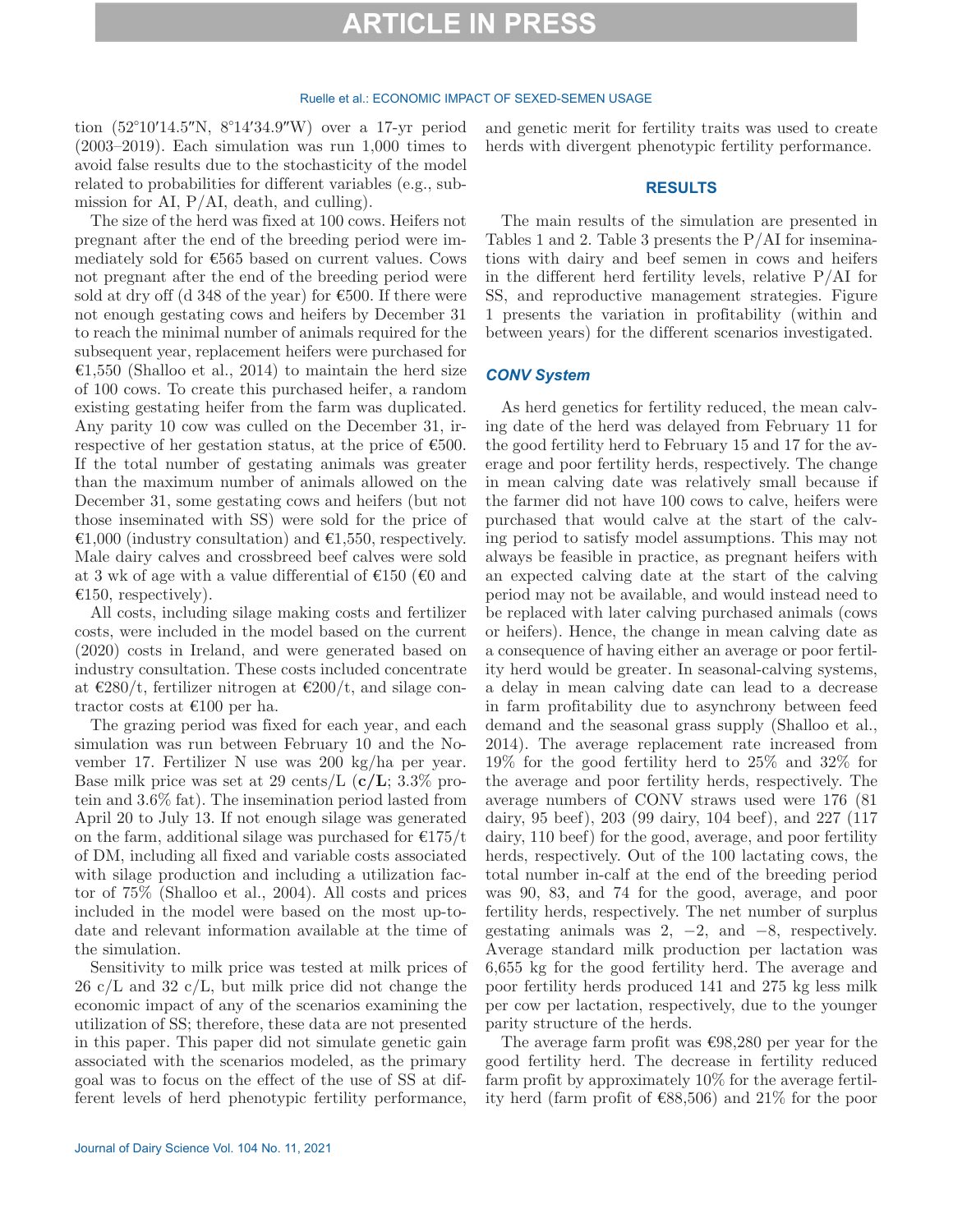tion (52°10′14.5″N, 8°14′34.9″W) over a 17-yr period (2003–2019). Each simulation was run 1,000 times to avoid false results due to the stochasticity of the model related to probabilities for different variables (e.g., submission for AI, P/AI, death, and culling).

The size of the herd was fixed at 100 cows. Heifers not pregnant after the end of the breeding period were immediately sold for €565 based on current values. Cows not pregnant after the end of the breeding period were sold at dry off (d 348 of the year) for €500. If there were not enough gestating cows and heifers by December 31 to reach the minimal number of animals required for the subsequent year, replacement heifers were purchased for €1,550 (Shalloo et al., 2014) to maintain the herd size of 100 cows. To create this purchased heifer, a random existing gestating heifer from the farm was duplicated. Any parity 10 cow was culled on the December 31, irrespective of her gestation status, at the price of €500. If the total number of gestating animals was greater than the maximum number of animals allowed on the December 31, some gestating cows and heifers (but not those inseminated with SS) were sold for the price of €1,000 (industry consultation) and €1,550, respectively. Male dairy calves and crossbreed beef calves were sold at 3 wk of age with a value differential of €150 (€0 and €150, respectively).

All costs, including silage making costs and fertilizer costs, were included in the model based on the current (2020) costs in Ireland, and were generated based on industry consultation. These costs included concentrate at €280/t, fertilizer nitrogen at €200/t, and silage contractor costs at €100 per ha.

The grazing period was fixed for each year, and each simulation was run between February 10 and the November 17. Fertilizer N use was 200 kg/ha per year. Base milk price was set at 29 cents/L (**c/L**; 3.3% protein and 3.6% fat). The insemination period lasted from April 20 to July 13. If not enough silage was generated on the farm, additional silage was purchased for €175/t of DM, including all fixed and variable costs associated with silage production and including a utilization factor of 75% (Shalloo et al., 2004). All costs and prices included in the model were based on the most up-to-date and relevant information available at the time of the simulation.

Sensitivity to milk price was tested at milk prices of 26 c/L and 32 c/L, but milk price did not change the economic impact of any of the scenarios examining the utilization of SS; therefore, these data are not presented in this paper. This paper did not simulate genetic gain associated with the scenarios modeled, as the primary goal was to focus on the effect of the use of SS at different levels of herd phenotypic fertility performance, and genetic merit for fertility traits was used to create herds with divergent phenotypic fertility performance.

## RESULTS

The main results of the simulation are presented in Tables 1 and 2. Table 3 presents the P/AI for inseminations with dairy and beef semen in cows and heifers in the different herd fertility levels, relative P/AI for SS, and reproductive management strategies. Figure 1 presents the variation in profitability (within and between years) for the different scenarios investigated.

### *CONV System*

As herd genetics for fertility reduced, the mean calving date of the herd was delayed from February 11 for the good fertility herd to February 15 and 17 for the average and poor fertility herds, respectively. The change in mean calving date was relatively small because if the farmer did not have 100 cows to calve, heifers were purchased that would calve at the start of the calving period to satisfy model assumptions. This may not always be feasible in practice, as pregnant heifers with an expected calving date at the start of the calving period may not be available, and would instead need to be replaced with later calving purchased animals (cows or heifers). Hence, the change in mean calving date as a consequence of having either an average or poor fertility herd would be greater. In seasonal-calving systems, a delay in mean calving date can lead to a decrease in farm profitability due to asynchrony between feed demand and the seasonal grass supply (Shalloo et al., 2014). The average replacement rate increased from 19% for the good fertility herd to 25% and 32% for the average and poor fertility herds, respectively. The average numbers of CONV straws used were 176 (81 dairy, 95 beef), 203 (99 dairy, 104 beef), and 227 (117 dairy, 110 beef) for the good, average, and poor fertility herds, respectively. Out of the 100 lactating cows, the total number in-calf at the end of the breeding period was 90, 83, and 74 for the good, average, and poor fertility herds, respectively. The net number of surplus gestating animals was 2, −2, and −8, respectively. Average standard milk production per lactation was 6,655 kg for the good fertility herd. The average and poor fertility herds produced 141 and 275 kg less milk per cow per lactation, respectively, due to the younger parity structure of the herds.

The average farm profit was €98,280 per year for the good fertility herd. The decrease in fertility reduced farm profit by approximately 10% for the average fertility herd (farm profit of €88,506) and 21% for the poor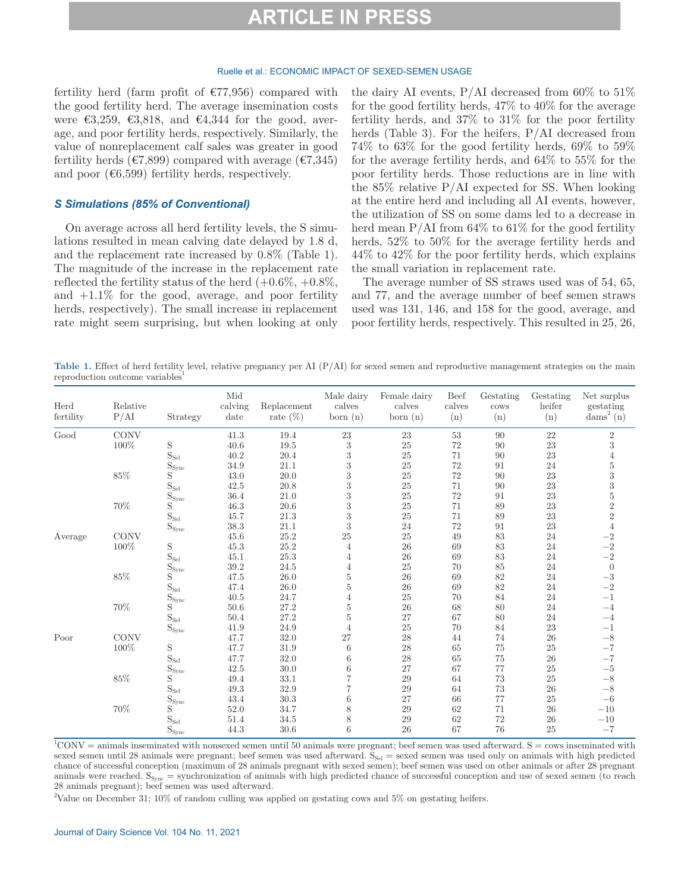fertility herd (farm profit of €77,956) compared with the good fertility herd. The average insemination costs were €3,259, €3,818, and €4,344 for the good, average, and poor fertility herds, respectively. Similarly, the value of nonreplacement calf sales was greater in good fertility herds (€7,899) compared with average (€7,345) and poor (€6,599) fertility herds, respectively.

### *S Simulations (85% of Conventional)*

On average across all herd fertility levels, the S simulations resulted in mean calving date delayed by 1.8 d, and the replacement rate increased by 0.8% (Table 1). The magnitude of the increase in the replacement rate reflected the fertility status of the herd (+0.6%, +0.8%, and +1.1% for the good, average, and poor fertility herds, respectively). The small increase in replacement rate might seem surprising, but when looking at only the dairy AI events, P/AI decreased from 60% to 51% for the good fertility herds, 47% to 40% for the average fertility herds, and 37% to 31% for the poor fertility herds (Table 3). For the heifers, P/AI decreased from 74% to 63% for the good fertility herds, 69% to 59% for the average fertility herds, and 64% to 55% for the poor fertility herds. Those reductions are in line with the 85% relative P/AI expected for SS. When looking at the entire herd and including all AI events, however, the utilization of SS on some dams led to a decrease in herd mean P/AI from 64% to 61% for the good fertility herds, 52% to 50% for the average fertility herds and 44% to 42% for the poor fertility herds, which explains the small variation in replacement rate.

The average number of SS straws used was of 54, 65, and 77, and the average number of beef semen straws used was 131, 146, and 158 for the good, average, and poor fertility herds, respectively. This resulted in 25, 26,

**Table 1.** Effect of herd fertility level, relative pregnancy per AI (P/AI) for sexed semen and reproductive management strategies on the main reproduction outcome variables[1]

| Herd fertility | Relative P/AI | Strategy | Mid calving date | Replacement rate (%) | Male dairy calves born (n) | Female dairy calves born (n) | Beef calves (n) | Gestating cows (n) | Gestating heifer (n) | Net surplus gestating dams[2] (n) |
|---|---|---|---|---|---|---|---|---|---|---|
| Good | CONV | | 41.3 | 19.4 | 23 | 23 | 53 | 90 | 22 | 2 |
| | 100% | S | 40.6 | 19.5 | 3 | 25 | 72 | 90 | 23 | 3 |
| | | $S_{Sel}$ | 40.2 | 20.4 | 3 | 25 | 71 | 90 | 23 | 4 |
| | | $S_{Sync}$ | 34.9 | 21.1 | 3 | 25 | 72 | 91 | 24 | 5 |
| | 85% | S | 43.0 | 20.0 | 3 | 25 | 72 | 90 | 23 | 3 |
| | | $S_{Sel}$ | 42.5 | 20.8 | 3 | 25 | 71 | 90 | 23 | 3 |
| | | $S_{Sync}$ | 36.4 | 21.0 | 3 | 25 | 72 | 91 | 23 | 5 |
| | 70% | S | 46.3 | 20.6 | 3 | 25 | 71 | 89 | 23 | 2 |
| | | $S_{Sel}$ | 45.7 | 21.3 | 3 | 25 | 71 | 89 | 23 | 2 |
| | | $S_{Sync}$ | 38.3 | 21.1 | 3 | 24 | 72 | 91 | 23 | 4 |
| Average | CONV | | 45.6 | 25.2 | 25 | 25 | 49 | 83 | 24 | −2 |
| | 100% | S | 45.3 | 25.2 | 4 | 26 | 69 | 83 | 24 | −2 |
| | | $S_{Sel}$ | 45.1 | 25.3 | 4 | 26 | 69 | 83 | 24 | −2 |
| | | $S_{Sync}$ | 39.2 | 24.5 | 4 | 25 | 70 | 85 | 24 | 0 |
| | 85% | S | 47.5 | 26.0 | 5 | 26 | 69 | 82 | 24 | −3 |
| | | $S_{Sel}$ | 47.4 | 26.0 | 5 | 26 | 69 | 82 | 24 | −2 |
| | | $S_{Sync}$ | 40.5 | 24.7 | 4 | 25 | 70 | 84 | 24 | −1 |
| | 70% | S | 50.6 | 27.2 | 5 | 26 | 68 | 80 | 24 | −4 |
| | | $S_{Sel}$ | 50.4 | 27.2 | 5 | 27 | 67 | 80 | 24 | −4 |
| | | $S_{Sync}$ | 41.9 | 24.9 | 4 | 25 | 70 | 84 | 23 | −1 |
| Poor | CONV | | 47.7 | 32.0 | 27 | 28 | 44 | 74 | 26 | −8 |
| | 100% | S | 47.7 | 31.9 | 6 | 28 | 65 | 75 | 25 | −7 |
| | | $S_{Sel}$ | 47.7 | 32.0 | 6 | 28 | 65 | 75 | 26 | −7 |
| | | $S_{Sync}$ | 42.5 | 30.0 | 6 | 27 | 67 | 77 | 25 | −5 |
| | 85% | S | 49.4 | 33.1 | 7 | 29 | 64 | 73 | 25 | −8 |
| | | $S_{Sel}$ | 49.3 | 32.9 | 7 | 29 | 64 | 73 | 26 | −8 |
| | | $S_{Sync}$ | 43.4 | 30.3 | 6 | 27 | 66 | 77 | 25 | −6 |
| | 70% | S | 52.0 | 34.7 | 8 | 29 | 62 | 71 | 26 | −10 |
| | | $S_{Sel}$ | 51.4 | 34.5 | 8 | 29 | 62 | 72 | 26 | −10 |
| | | $S_{Sync}$ | 44.3 | 30.6 | 6 | 26 | 67 | 76 | 25 | −7 |

[1]CONV = animals inseminated with nonsexed semen until 50 animals were pregnant; beef semen was used afterward. S = cows inseminated with sexed semen until 28 animals were pregnant; beef semen was used afterward. $S_{Sel}$ = sexed semen was used only on animals with high predicted chance of successful conception (maximum of 28 animals pregnant with sexed semen); beef semen was used on other animals or after 28 pregnant animals were reached. $S_{Sync}$ = synchronization of animals with high predicted chance of successful conception and use of sexed semen (to reach 28 animals pregnant); beef semen was used afterward.

[2]Value on December 31; 10% of random culling was applied on gestating cows and 5% on gestating heifers.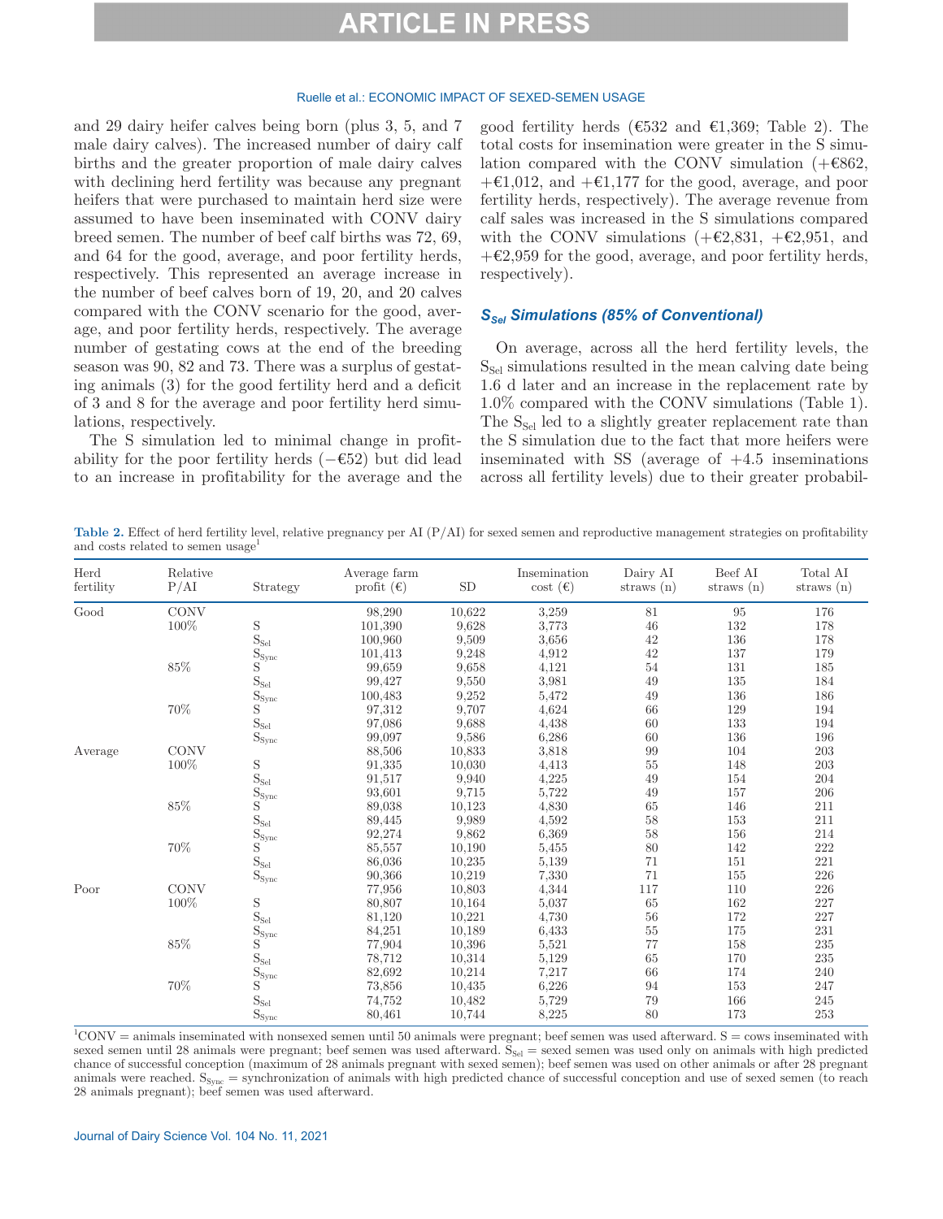and 29 dairy heifer calves being born (plus 3, 5, and 7 male dairy calves). The increased number of dairy calf births and the greater proportion of male dairy calves with declining herd fertility was because any pregnant heifers that were purchased to maintain herd size were assumed to have been inseminated with CONV dairy breed semen. The number of beef calf births was 72, 69, and 64 for the good, average, and poor fertility herds, respectively. This represented an average increase in the number of beef calves born of 19, 20, and 20 calves compared with the CONV scenario for the good, average, and poor fertility herds, respectively. The average number of gestating cows at the end of the breeding season was 90, 82 and 73. There was a surplus of gestating animals (3) for the good fertility herd and a deficit of 3 and 8 for the average and poor fertility herd simulations, respectively.

The S simulation led to minimal change in profitability for the poor fertility herds (−€52) but did lead to an increase in profitability for the average and the good fertility herds (€532 and €1,369; Table 2). The total costs for insemination were greater in the S simulation compared with the CONV simulation (+€862, +€1,012, and +€1,177 for the good, average, and poor fertility herds, respectively). The average revenue from calf sales was increased in the S simulations compared with the CONV simulations (+€2,831, +€2,951, and +€2,959 for the good, average, and poor fertility herds, respectively).

### $S_{Sel}$ Simulations (85% of Conventional)

On average, across all the herd fertility levels, the $S_{Sel}$ simulations resulted in the mean calving date being 1.6 d later and an increase in the replacement rate by 1.0% compared with the CONV simulations (Table 1). The $S_{Sel}$ led to a slightly greater replacement rate than the S simulation due to the fact that more heifers were inseminated with SS (average of +4.5 inseminations across all fertility levels) due to their greater probabil-

**Table 2.** Effect of herd fertility level, relative pregnancy per AI (P/AI) for sexed semen and reproductive management strategies on profitability and costs related to semen usage[1]

| Herd fertility | Relative P/AI | Strategy | Average farm profit (€) | SD | Insemination cost (€) | Dairy AI straws (n) | Beef AI straws (n) | Total AI straws (n) |
|---|---|---|---|---|---|---|---|---|
| Good | CONV | | 98,290 | 10,622 | 3,259 | 81 | 95 | 176 |
| | 100% | S | 101,390 | 9,628 | 3,773 | 46 | 132 | 178 |
| | | $S_{Sel}$ | 100,960 | 9,509 | 3,656 | 42 | 136 | 178 |
| | | $S_{Sync}$ | 101,413 | 9,248 | 4,912 | 42 | 137 | 179 |
| | 85% | S | 99,659 | 9,658 | 4,121 | 54 | 131 | 185 |
| | | $S_{Sel}$ | 99,427 | 9,550 | 3,981 | 49 | 135 | 184 |
| | | $S_{Sync}$ | 100,483 | 9,252 | 5,472 | 49 | 136 | 186 |
| | 70% | S | 97,312 | 9,707 | 4,624 | 66 | 129 | 194 |
| | | $S_{Sel}$ | 97,086 | 9,688 | 4,438 | 60 | 133 | 194 |
| | | $S_{Sync}$ | 99,097 | 9,586 | 6,286 | 60 | 136 | 196 |
| Average | CONV | | 88,506 | 10,833 | 3,818 | 99 | 104 | 203 |
| | 100% | S | 91,335 | 10,030 | 4,413 | 55 | 148 | 203 |
| | | $S_{Sel}$ | 91,517 | 9,940 | 4,225 | 49 | 154 | 204 |
| | | $S_{Sync}$ | 93,601 | 9,715 | 5,722 | 49 | 157 | 206 |
| | 85% | S | 89,038 | 10,123 | 4,830 | 65 | 146 | 211 |
| | | $S_{Sel}$ | 89,445 | 9,989 | 4,592 | 58 | 153 | 211 |
| | | $S_{Sync}$ | 92,274 | 9,862 | 6,369 | 58 | 156 | 214 |
| | 70% | S | 85,557 | 10,190 | 5,455 | 80 | 142 | 222 |
| | | $S_{Sel}$ | 86,036 | 10,235 | 5,139 | 71 | 151 | 221 |
| | | $S_{Sync}$ | 90,366 | 10,219 | 7,330 | 71 | 155 | 226 |
| Poor | CONV | | 77,956 | 10,803 | 4,344 | 117 | 110 | 226 |
| | 100% | S | 80,807 | 10,164 | 5,037 | 65 | 162 | 227 |
| | | $S_{Sel}$ | 81,120 | 10,221 | 4,730 | 56 | 172 | 227 |
| | | $S_{Sync}$ | 84,251 | 10,189 | 6,433 | 55 | 175 | 231 |
| | 85% | S | 77,904 | 10,396 | 5,521 | 77 | 158 | 235 |
| | | $S_{Sel}$ | 78,712 | 10,314 | 5,129 | 65 | 170 | 235 |
| | | $S_{Sync}$ | 82,692 | 10,214 | 7,217 | 66 | 174 | 240 |
| | 70% | S | 73,856 | 10,435 | 6,226 | 94 | 153 | 247 |
| | | $S_{Sel}$ | 74,752 | 10,482 | 5,729 | 79 | 166 | 245 |
| | | $S_{Sync}$ | 80,461 | 10,744 | 8,225 | 80 | 173 | 253 |

[1]CONV = animals inseminated with nonsexed semen until 50 animals were pregnant; beef semen was used afterward. S = cows inseminated with sexed semen until 28 animals were pregnant; beef semen was used afterward. $S_{Sel}$ = sexed semen was used only on animals with high predicted chance of successful conception (maximum of 28 animals pregnant with sexed semen); beef semen was used on other animals or after 28 pregnant animals were reached. $S_{Sync}$ = synchronization of animals with high predicted chance of successful conception and use of sexed semen (to reach 28 animals pregnant); beef semen was used afterward.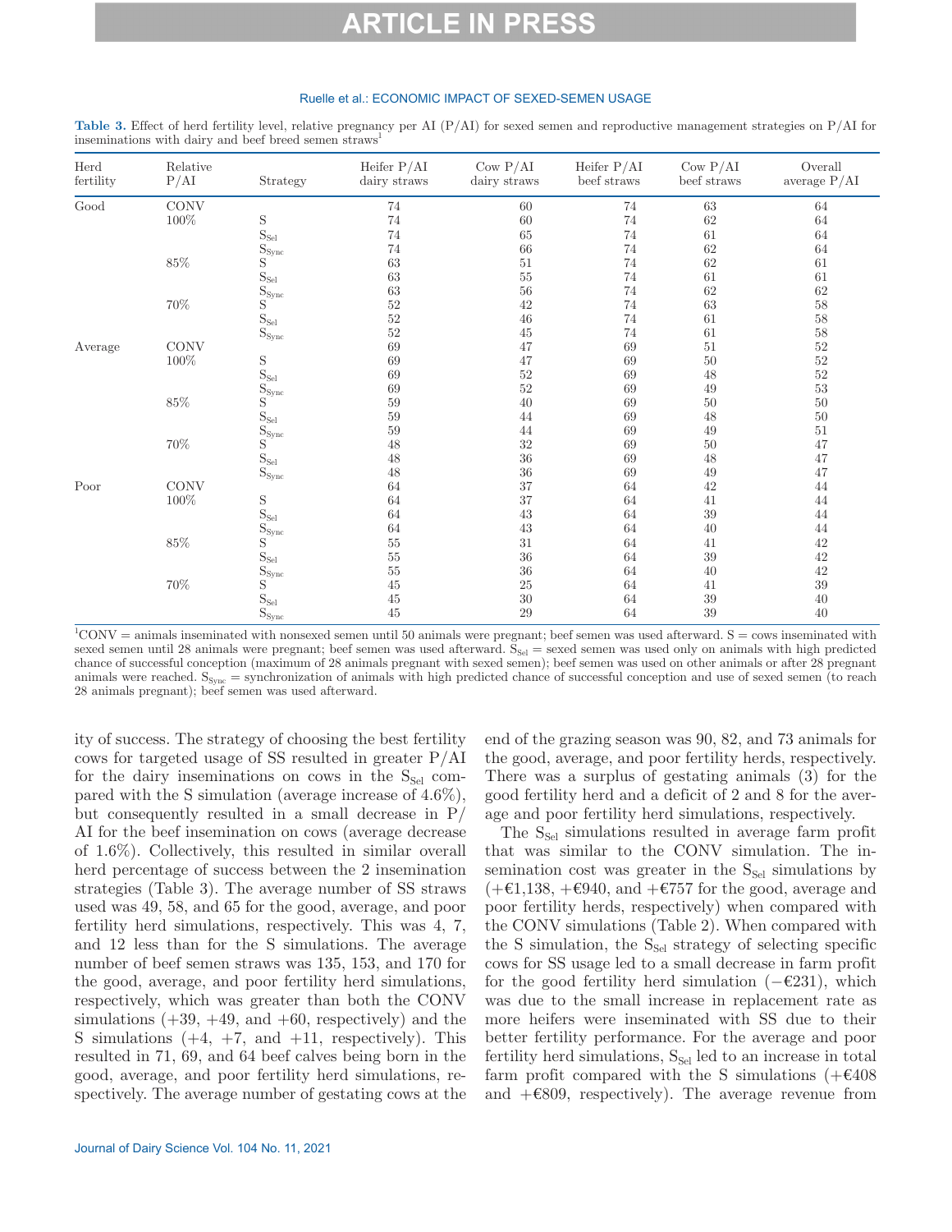**Table 3.** Effect of herd fertility level, relative pregnancy per AI (P/AI) for sexed semen and reproductive management strategies on P/AI for inseminations with dairy and beef breed semen straws[1]

| Herd fertility | Relative P/AI | Strategy | Heifer P/AI dairy straws | Cow P/AI dairy straws | Heifer P/AI beef straws | Cow P/AI beef straws | Overall average P/AI |
|---|---|---|---|---|---|---|---|
| Good | CONV | | 74 | 60 | 74 | 63 | 64 |
| | 100% | S | 74 | 60 | 74 | 62 | 64 |
| | | $S_{Sel}$ | 74 | 65 | 74 | 61 | 64 |
| | | $S_{Sync}$ | 74 | 66 | 74 | 62 | 64 |
| | 85% | S | 63 | 51 | 74 | 62 | 61 |
| | | $S_{Sel}$ | 63 | 55 | 74 | 61 | 61 |
| | | $S_{Sync}$ | 63 | 56 | 74 | 62 | 62 |
| | 70% | S | 52 | 42 | 74 | 63 | 58 |
| | | $S_{Sel}$ | 52 | 46 | 74 | 61 | 58 |
| | | $S_{Sync}$ | 52 | 45 | 74 | 61 | 58 |
| Average | CONV | | 69 | 47 | 69 | 51 | 52 |
| | 100% | S | 69 | 47 | 69 | 50 | 52 |
| | | $S_{Sel}$ | 69 | 52 | 69 | 48 | 52 |
| | | $S_{Sync}$ | 69 | 52 | 69 | 49 | 53 |
| | 85% | S | 59 | 40 | 69 | 50 | 50 |
| | | $S_{Sel}$ | 59 | 44 | 69 | 48 | 50 |
| | | $S_{Sync}$ | 59 | 44 | 69 | 49 | 51 |
| | 70% | S | 48 | 32 | 69 | 50 | 47 |
| | | $S_{Sel}$ | 48 | 36 | 69 | 48 | 47 |
| | | $S_{Sync}$ | 48 | 36 | 69 | 49 | 47 |
| Poor | CONV | | 64 | 37 | 64 | 42 | 44 |
| | 100% | S | 64 | 37 | 64 | 41 | 44 |
| | | $S_{Sel}$ | 64 | 43 | 64 | 39 | 44 |
| | | $S_{Sync}$ | 64 | 43 | 64 | 40 | 44 |
| | 85% | S | 55 | 31 | 64 | 41 | 42 |
| | | $S_{Sel}$ | 55 | 36 | 64 | 39 | 42 |
| | | $S_{Sync}$ | 55 | 36 | 64 | 40 | 42 |
| | 70% | S | 45 | 25 | 64 | 41 | 39 |
| | | $S_{Sel}$ | 45 | 30 | 64 | 39 | 40 |
| | | $S_{Sync}$ | 45 | 29 | 64 | 39 | 40 |

[1]CONV = animals inseminated with nonsexed semen until 50 animals were pregnant; beef semen was used afterward. S = cows inseminated with sexed semen until 28 animals were pregnant; beef semen was used afterward. $S_{Sel}$ = sexed semen was used only on animals with high predicted chance of successful conception (maximum of 28 animals pregnant with sexed semen); beef semen was used on other animals or after 28 pregnant animals were reached. $S_{Sync}$ = synchronization of animals with high predicted chance of successful conception and use of sexed semen (to reach 28 animals pregnant); beef semen was used afterward.

ity of success. The strategy of choosing the best fertility cows for targeted usage of SS resulted in greater P/AI for the dairy inseminations on cows in the $S_{Sel}$ compared with the S simulation (average increase of 4.6%), but consequently resulted in a small decrease in P/AI for the beef insemination on cows (average decrease of 1.6%). Collectively, this resulted in similar overall herd percentage of success between the 2 insemination strategies (Table 3). The average number of SS straws used was 49, 58, and 65 for the good, average, and poor fertility herd simulations, respectively. This was 4, 7, and 12 less than for the S simulations. The average number of beef semen straws was 135, 153, and 170 for the good, average, and poor fertility herd simulations, respectively, which was greater than both the CONV simulations (+39, +49, and +60, respectively) and the S simulations (+4, +7, and +11, respectively). This resulted in 71, 69, and 64 beef calves being born in the good, average, and poor fertility herd simulations, respectively. The average number of gestating cows at the end of the grazing season was 90, 82, and 73 animals for the good, average, and poor fertility herds, respectively. There was a surplus of gestating animals (3) for the good fertility herd and a deficit of 2 and 8 for the average and poor fertility herd simulations, respectively.

The $S_{Sel}$ simulations resulted in average farm profit that was similar to the CONV simulation. The insemination cost was greater in the $S_{Sel}$ simulations by (+€1,138, +€940, and +€757 for the good, average and poor fertility herds, respectively) when compared with the CONV simulations (Table 2). When compared with the S simulation, the $S_{Sel}$ strategy of selecting specific cows for SS usage led to a small decrease in farm profit for the good fertility herd simulation (−€231), which was due to the small increase in replacement rate as more heifers were inseminated with SS due to their better fertility performance. For the average and poor fertility herd simulations, $S_{Sel}$ led to an increase in total farm profit compared with the S simulations (+€408 and +€809, respectively). The average revenue from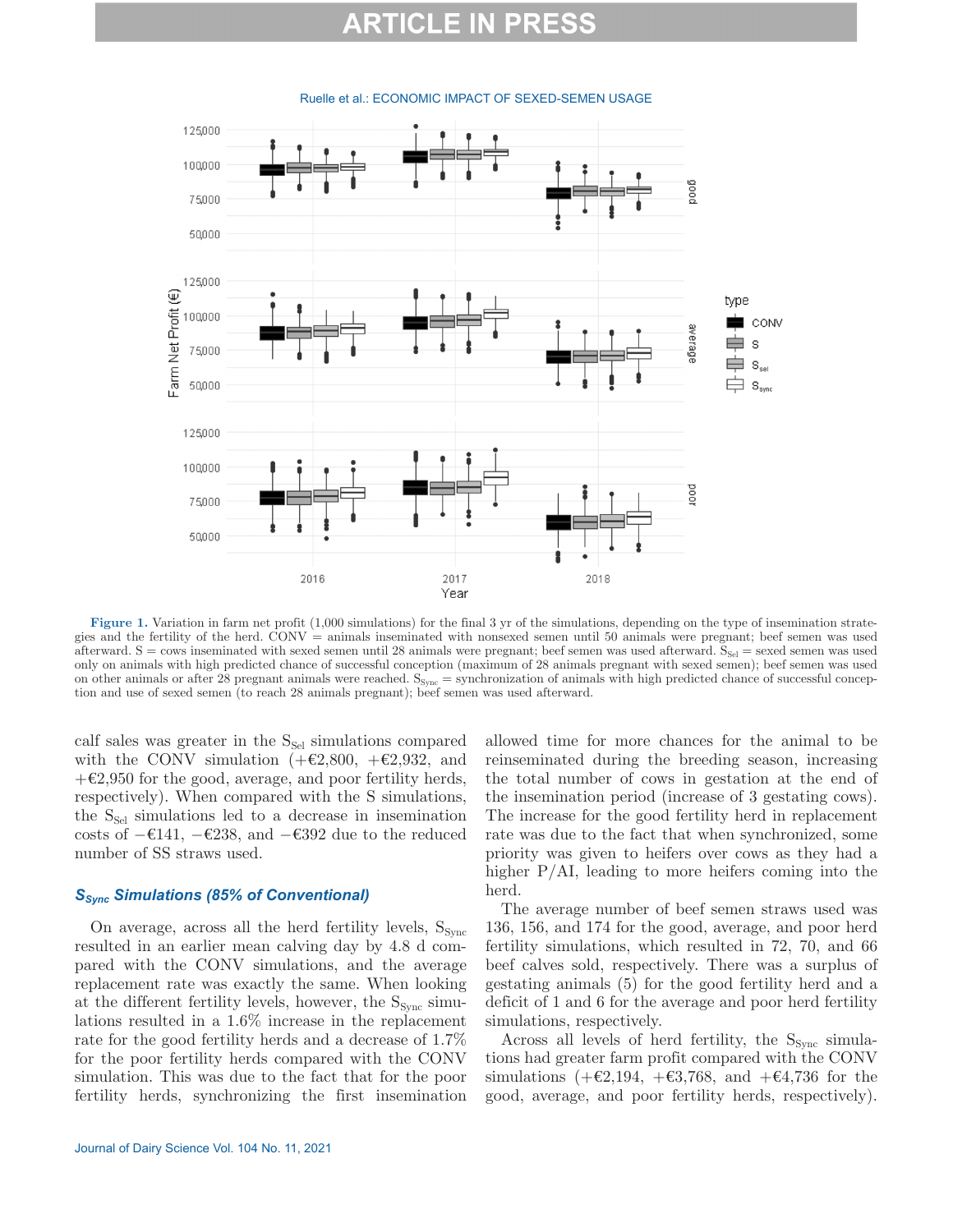Figure 1. Variation in farm net profit (1,000 simulations) for the final 3 yr of the simulations, depending on the type of insemination strategies and the fertility of the herd. CONV = animals inseminated with nonsexed semen until 50 animals were pregnant; beef semen was used afterward. S = cows inseminated with sexed semen until 28 animals were pregnant; beef semen was used afterward. $S_{Sel}$ = sexed semen was used only on animals with high predicted chance of successful conception (maximum of 28 animals pregnant with sexed semen); beef semen was used on other animals or after 28 pregnant animals were reached. $S_{Sync}$ = synchronization of animals with high predicted chance of successful conception and use of sexed semen (to reach 28 animals pregnant); beef semen was used afterward.

calf sales was greater in the $S_{Sel}$ simulations compared with the CONV simulation (+€2,800, +€2,932, and +€2,950 for the good, average, and poor fertility herds, respectively). When compared with the S simulations, the $S_{Sel}$ simulations led to a decrease in insemination costs of −€141, −€238, and −€392 due to the reduced number of SS straws used.

### $S_{Sync}$ Simulations (85% of Conventional)

On average, across all the herd fertility levels, $S_{Sync}$ resulted in an earlier mean calving day by 4.8 d compared with the CONV simulations, and the average replacement rate was exactly the same. When looking at the different fertility levels, however, the $S_{Sync}$ simulations resulted in a 1.6% increase in the replacement rate for the good fertility herds and a decrease of 1.7% for the poor fertility herds compared with the CONV simulation. This was due to the fact that for the poor fertility herds, synchronizing the first insemination allowed time for more chances for the animal to be reinseminated during the breeding season, increasing the total number of cows in gestation at the end of the insemination period (increase of 3 gestating cows). The increase for the good fertility herd in replacement rate was due to the fact that when synchronized, some priority was given to heifers over cows as they had a higher P/AI, leading to more heifers coming into the herd.

The average number of beef semen straws used was 136, 156, and 174 for the good, average, and poor herd fertility simulations, which resulted in 72, 70, and 66 beef calves sold, respectively. There was a surplus of gestating animals (5) for the good fertility herd and a deficit of 1 and 6 for the average and poor herd fertility simulations, respectively.

Across all levels of herd fertility, the $S_{Sync}$ simulations had greater farm profit compared with the CONV simulations (+€2,194, +€3,768, and +€4,736 for the good, average, and poor fertility herds, respectively).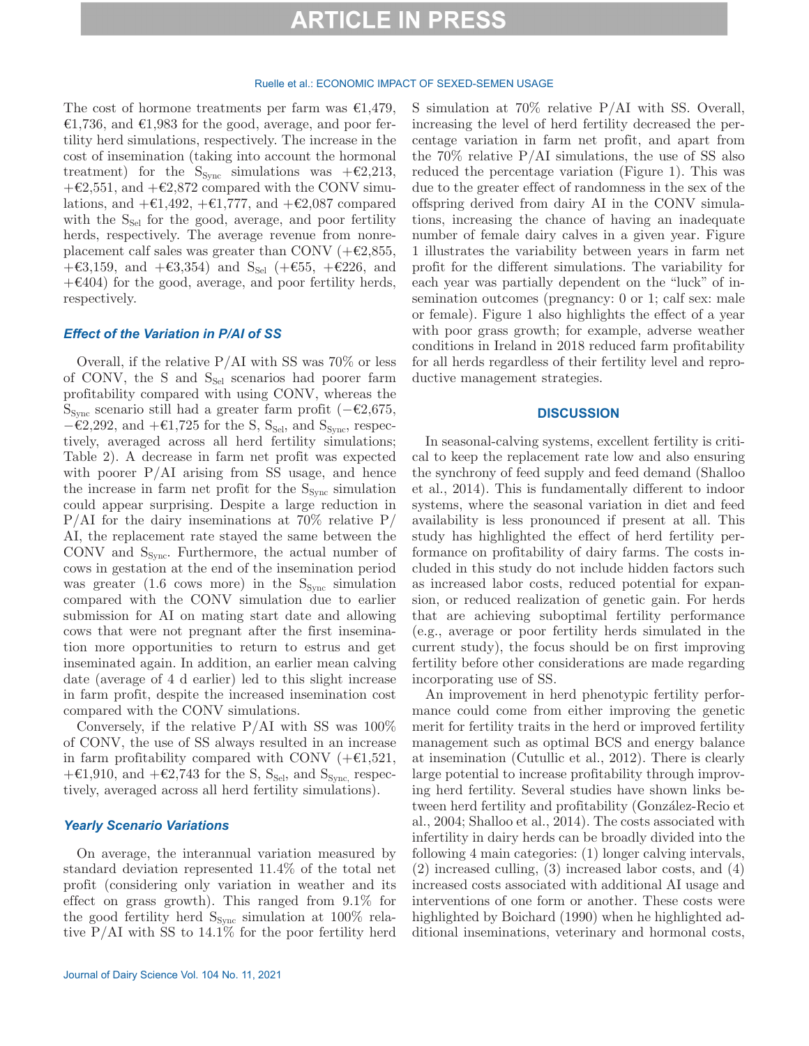The cost of hormone treatments per farm was €1,479, €1,736, and €1,983 for the good, average, and poor fertility herd simulations, respectively. The increase in the cost of insemination (taking into account the hormonal treatment) for the $S_{Sync}$ simulations was +€2,213, +€2,551, and +€2,872 compared with the CONV simulations, and +€1,492, +€1,777, and +€2,087 compared with the $S_{Sel}$ for the good, average, and poor fertility herds, respectively. The average revenue from nonreplacement calf sales was greater than CONV (+€2,855, +€3,159, and +€3,354) and $S_{Sel}$ (+€55, +€226, and +€404) for the good, average, and poor fertility herds, respectively.

### *Effect of the Variation in P/AI of SS*

Overall, if the relative P/AI with SS was 70% or less of CONV, the S and $S_{Sel}$ scenarios had poorer farm profitability compared with using CONV, whereas the $S_{Sync}$ scenario still had a greater farm profit (−€2,675, −€2,292, and +€1,725 for the S, $S_{Sel}$, and $S_{Sync}$, respectively, averaged across all herd fertility simulations; Table 2). A decrease in farm net profit was expected with poorer P/AI arising from SS usage, and hence the increase in farm net profit for the $S_{Sync}$ simulation could appear surprising. Despite a large reduction in P/AI for the dairy inseminations at 70% relative P/AI, the replacement rate stayed the same between the CONV and $S_{Sync}$. Furthermore, the actual number of cows in gestation at the end of the insemination period was greater (1.6 cows more) in the $S_{Sync}$ simulation compared with the CONV simulation due to earlier submission for AI on mating start date and allowing cows that were not pregnant after the first insemination more opportunities to return to estrus and get inseminated again. In addition, an earlier mean calving date (average of 4 d earlier) led to this slight increase in farm profit, despite the increased insemination cost compared with the CONV simulations.

Conversely, if the relative P/AI with SS was 100% of CONV, the use of SS always resulted in an increase in farm profitability compared with CONV (+€1,521, +€1,910, and +€2,743 for the S, $S_{Sel}$, and $S_{Sync}$, respectively, averaged across all herd fertility simulations).

### *Yearly Scenario Variations*

On average, the interannual variation measured by standard deviation represented 11.4% of the total net profit (considering only variation in weather and its effect on grass growth). This ranged from 9.1% for the good fertility herd $S_{Sync}$ simulation at 100% relative P/AI with SS to 14.1% for the poor fertility herd S simulation at 70% relative P/AI with SS. Overall, increasing the level of herd fertility decreased the percentage variation in farm net profit, and apart from the 70% relative P/AI simulations, the use of SS also reduced the percentage variation (Figure 1). This was due to the greater effect of randomness in the sex of the offspring derived from dairy AI in the CONV simulations, increasing the chance of having an inadequate number of female dairy calves in a given year. Figure 1 illustrates the variability between years in farm net profit for the different simulations. The variability for each year was partially dependent on the "luck" of insemination outcomes (pregnancy: 0 or 1; calf sex: male or female). Figure 1 also highlights the effect of a year with poor grass growth; for example, adverse weather conditions in Ireland in 2018 reduced farm profitability for all herds regardless of their fertility level and reproductive management strategies.

## DISCUSSION

In seasonal-calving systems, excellent fertility is critical to keep the replacement rate low and also ensuring the synchrony of feed supply and feed demand (Shalloo et al., 2014). This is fundamentally different to indoor systems, where the seasonal variation in diet and feed availability is less pronounced if present at all. This study has highlighted the effect of herd fertility performance on profitability of dairy farms. The costs included in this study do not include hidden factors such as increased labor costs, reduced potential for expansion, or reduced realization of genetic gain. For herds that are achieving suboptimal fertility performance (e.g., average or poor fertility herds simulated in the current study), the focus should be on first improving fertility before other considerations are made regarding incorporating use of SS.

An improvement in herd phenotypic fertility performance could come from either improving the genetic merit for fertility traits in the herd or improved fertility management such as optimal BCS and energy balance at insemination (Cutullic et al., 2012). There is clearly large potential to increase profitability through improving herd fertility. Several studies have shown links between herd fertility and profitability (González-Recio et al., 2004; Shalloo et al., 2014). The costs associated with infertility in dairy herds can be broadly divided into the following 4 main categories: (1) longer calving intervals, (2) increased culling, (3) increased labor costs, and (4) increased costs associated with additional AI usage and interventions of one form or another. These costs were highlighted by Boichard (1990) when he highlighted additional inseminations, veterinary and hormonal costs,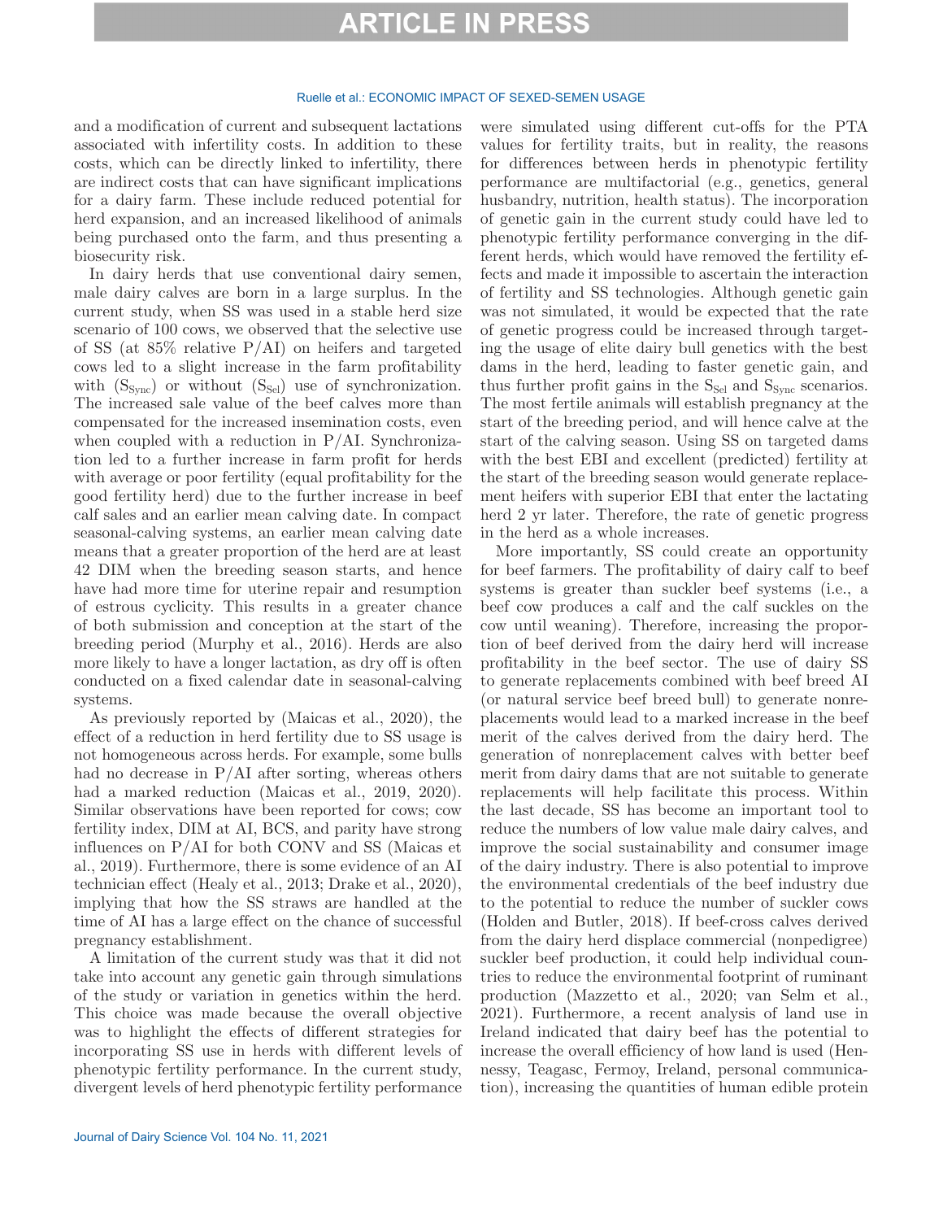and a modification of current and subsequent lactations associated with infertility costs. In addition to these costs, which can be directly linked to infertility, there are indirect costs that can have significant implications for a dairy farm. These include reduced potential for herd expansion, and an increased likelihood of animals being purchased onto the farm, and thus presenting a biosecurity risk.

In dairy herds that use conventional dairy semen, male dairy calves are born in a large surplus. In the current study, when SS was used in a stable herd size scenario of 100 cows, we observed that the selective use of SS (at 85% relative P/AI) on heifers and targeted cows led to a slight increase in the farm profitability with ($S_{Sync}$) or without ($S_{Sel}$) use of synchronization. The increased sale value of the beef calves more than compensated for the increased insemination costs, even when coupled with a reduction in P/AI. Synchronization led to a further increase in farm profit for herds with average or poor fertility (equal profitability for the good fertility herd) due to the further increase in beef calf sales and an earlier mean calving date. In compact seasonal-calving systems, an earlier mean calving date means that a greater proportion of the herd are at least 42 DIM when the breeding season starts, and hence have had more time for uterine repair and resumption of estrous cyclicity. This results in a greater chance of both submission and conception at the start of the breeding period (Murphy et al., 2016). Herds are also more likely to have a longer lactation, as dry off is often conducted on a fixed calendar date in seasonal-calving systems.

As previously reported by (Maicas et al., 2020), the effect of a reduction in herd fertility due to SS usage is not homogeneous across herds. For example, some bulls had no decrease in P/AI after sorting, whereas others had a marked reduction (Maicas et al., 2019, 2020). Similar observations have been reported for cows; cow fertility index, DIM at AI, BCS, and parity have strong influences on P/AI for both CONV and SS (Maicas et al., 2019). Furthermore, there is some evidence of an AI technician effect (Healy et al., 2013; Drake et al., 2020), implying that how the SS straws are handled at the time of AI has a large effect on the chance of successful pregnancy establishment.

A limitation of the current study was that it did not take into account any genetic gain through simulations of the study or variation in genetics within the herd. This choice was made because the overall objective was to highlight the effects of different strategies for incorporating SS use in herds with different levels of phenotypic fertility performance. In the current study, divergent levels of herd phenotypic fertility performance were simulated using different cut-offs for the PTA values for fertility traits, but in reality, the reasons for differences between herds in phenotypic fertility performance are multifactorial (e.g., genetics, general husbandry, nutrition, health status). The incorporation of genetic gain in the current study could have led to phenotypic fertility performance converging in the different herds, which would have removed the fertility effects and made it impossible to ascertain the interaction of fertility and SS technologies. Although genetic gain was not simulated, it would be expected that the rate of genetic progress could be increased through targeting the usage of elite dairy bull genetics with the best dams in the herd, leading to faster genetic gain, and thus further profit gains in the $S_{Sel}$ and $S_{Sync}$ scenarios. The most fertile animals will establish pregnancy at the start of the breeding period, and will hence calve at the start of the calving season. Using SS on targeted dams with the best EBI and excellent (predicted) fertility at the start of the breeding season would generate replacement heifers with superior EBI that enter the lactating herd 2 yr later. Therefore, the rate of genetic progress in the herd as a whole increases.

More importantly, SS could create an opportunity for beef farmers. The profitability of dairy calf to beef systems is greater than suckler beef systems (i.e., a beef cow produces a calf and the calf suckles on the cow until weaning). Therefore, increasing the proportion of beef derived from the dairy herd will increase profitability in the beef sector. The use of dairy SS to generate replacements combined with beef breed AI (or natural service beef breed bull) to generate nonreplacements would lead to a marked increase in the beef merit of the calves derived from the dairy herd. The generation of nonreplacement calves with better beef merit from dairy dams that are not suitable to generate replacements will help facilitate this process. Within the last decade, SS has become an important tool to reduce the numbers of low value male dairy calves, and improve the social sustainability and consumer image of the dairy industry. There is also potential to improve the environmental credentials of the beef industry due to the potential to reduce the number of suckler cows (Holden and Butler, 2018). If beef-cross calves derived from the dairy herd displace commercial (nonpedigree) suckler beef production, it could help individual countries to reduce the environmental footprint of ruminant production (Mazzetto et al., 2020; van Selm et al., 2021). Furthermore, a recent analysis of land use in Ireland indicated that dairy beef has the potential to increase the overall efficiency of how land is used (Hennessy, Teagasc, Fermoy, Ireland, personal communication), increasing the quantities of human edible protein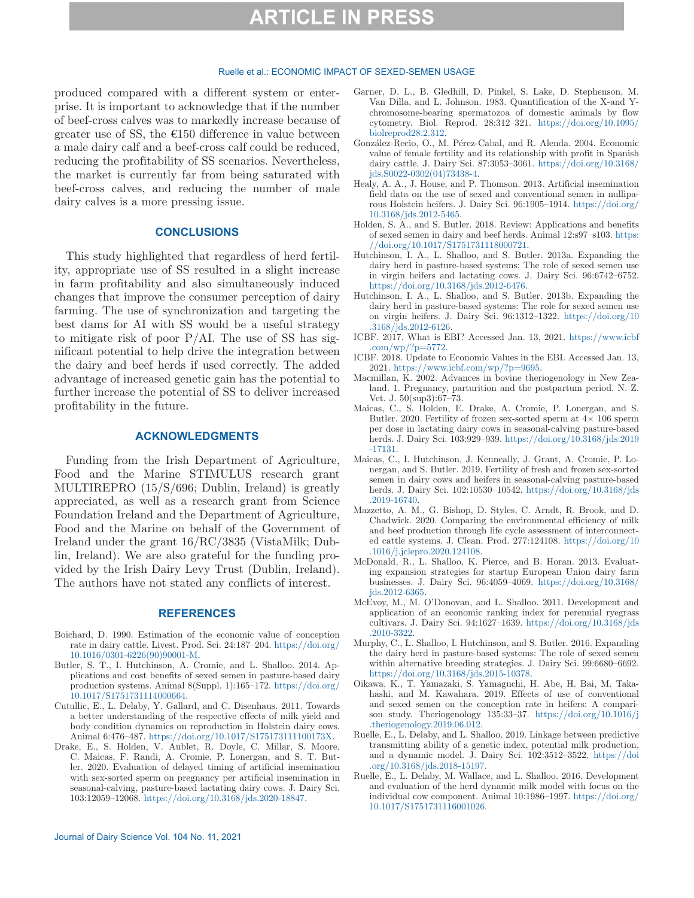produced compared with a different system or enterprise. It is important to acknowledge that if the number of beef-cross calves was to markedly increase because of greater use of SS, the €150 difference in value between a male dairy calf and a beef-cross calf could be reduced, reducing the profitability of SS scenarios. Nevertheless, the market is currently far from being saturated with beef-cross calves, and reducing the number of male dairy calves is a more pressing issue.

## CONCLUSIONS

This study highlighted that regardless of herd fertility, appropriate use of SS resulted in a slight increase in farm profitability and also simultaneously induced changes that improve the consumer perception of dairy farming. The use of synchronization and targeting the best dams for AI with SS would be a useful strategy to mitigate risk of poor P/AI. The use of SS has significant potential to help drive the integration between the dairy and beef herds if used correctly. The added advantage of increased genetic gain has the potential to further increase the potential of SS to deliver increased profitability in the future.

## ACKNOWLEDGMENTS

Funding from the Irish Department of Agriculture, Food and the Marine STIMULUS research grant MULTIREPRO (15/S/696; Dublin, Ireland) is greatly appreciated, as well as a research grant from Science Foundation Ireland and the Department of Agriculture, Food and the Marine on behalf of the Government of Ireland under the grant 16/RC/3835 (VistaMilk; Dublin, Ireland). We are also grateful for the funding provided by the Irish Dairy Levy Trust (Dublin, Ireland). The authors have not stated any conflicts of interest.

## REFERENCES

Boichard, D. 1990. Estimation of the economic value of conception rate in dairy cattle. Livest. Prod. Sci. 24:187–204. https://doi.org/10.1016/0301-6226(90)90001-M.

Butler, S. T., I. Hutchinson, A. Cromie, and L. Shalloo. 2014. Applications and cost benefits of sexed semen in pasture-based dairy production systems. Animal 8(Suppl. 1):165–172. https://doi.org/10.1017/S1751731114000664.

Cutullic, E., L. Delaby, Y. Gallard, and C. Disenhaus. 2011. Towards a better understanding of the respective effects of milk yield and body condition dynamics on reproduction in Holstein dairy cows. Animal 6:476–487. https://doi.org/10.1017/S175173111100173X.

Drake, E., S. Holden, V. Aublet, R. Doyle, C. Millar, S. Moore, C. Maicas, F. Randi, A. Cromie, P. Lonergan, and S. T. Butler. 2020. Evaluation of delayed timing of artificial insemination with sex-sorted sperm on pregnancy per artificial insemination in seasonal-calving, pasture-based lactating dairy cows. J. Dairy Sci. 103:12059–12068. https://doi.org/10.3168/jds.2020-18847.

Garner, D. L., B. Gledhill, D. Pinkel, S. Lake, D. Stephenson, M. Van Dilla, and L. Johnson. 1983. Quantification of the X-and Y-chromosome-bearing spermatozoa of domestic animals by flow cytometry. Biol. Reprod. 28:312–321. https://doi.org/10.1095/biolreprod28.2.312.

González-Recio, O., M. Pérez-Cabal, and R. Alenda. 2004. Economic value of female fertility and its relationship with profit in Spanish dairy cattle. J. Dairy Sci. 87:3053–3061. https://doi.org/10.3168/jds.S0022-0302(04)73438-4.

Healy, A. A., J. House, and P. Thomson. 2013. Artificial insemination field data on the use of sexed and conventional semen in nulliparous Holstein heifers. J. Dairy Sci. 96:1905–1914. https://doi.org/10.3168/jds.2012-5465.

Holden, S. A., and S. Butler. 2018. Review: Applications and benefits of sexed semen in dairy and beef herds. Animal 12:s97–s103. https://doi.org/10.1017/S1751731118000721.

Hutchinson, I. A., L. Shalloo, and S. Butler. 2013a. Expanding the dairy herd in pasture-based systems: The role of sexed semen use in virgin heifers and lactating cows. J. Dairy Sci. 96:6742–6752. https://doi.org/10.3168/jds.2012-6476.

Hutchinson, I. A., L. Shalloo, and S. Butler. 2013b. Expanding the dairy herd in pasture-based systems: The role for sexed semen use on virgin heifers. J. Dairy Sci. 96:1312–1322. https://doi.org/10.3168/jds.2012-6126.

ICBF. 2017. What is EBI? Accessed Jan. 13, 2021. https://www.icbf.com/wp/?p=5772.

ICBF. 2018. Update to Economic Values in the EBI. Accessed Jan. 13, 2021. https://www.icbf.com/wp/?p=9695.

Macmillan, K. 2002. Advances in bovine theriogenology in New Zealand. 1. Pregnancy, parturition and the postpartum period. N. Z. Vet. J. 50(sup3):67–73.

Maicas, C., S. Holden, E. Drake, A. Cromie, P. Lonergan, and S. Butler. 2020. Fertility of frozen sex-sorted sperm at 4× 106 sperm per dose in lactating dairy cows in seasonal-calving pasture-based herds. J. Dairy Sci. 103:929–939. https://doi.org/10.3168/jds.2019-17131.

Maicas, C., I. Hutchinson, J. Kenneally, J. Grant, A. Cromie, P. Lonergan, and S. Butler. 2019. Fertility of fresh and frozen sex-sorted semen in dairy cows and heifers in seasonal-calving pasture-based herds. J. Dairy Sci. 102:10530–10542. https://doi.org/10.3168/jds.2019-16740.

Mazzetto, A. M., G. Bishop, D. Styles, C. Arndt, R. Brook, and D. Chadwick. 2020. Comparing the environmental efficiency of milk and beef production through life cycle assessment of interconnected cattle systems. J. Clean. Prod. 277:124108. https://doi.org/10.1016/j.jclepro.2020.124108.

McDonald, R., L. Shalloo, K. Pierce, and B. Horan. 2013. Evaluating expansion strategies for startup European Union dairy farm businesses. J. Dairy Sci. 96:4059–4069. https://doi.org/10.3168/jds.2012-6365.

McEvoy, M., M. O'Donovan, and L. Shalloo. 2011. Development and application of an economic ranking index for perennial ryegrass cultivars. J. Dairy Sci. 94:1627–1639. https://doi.org/10.3168/jds.2010-3322.

Murphy, C., L. Shalloo, I. Hutchinson, and S. Butler. 2016. Expanding the dairy herd in pasture-based systems: The role of sexed semen within alternative breeding strategies. J. Dairy Sci. 99:6680–6692. https://doi.org/10.3168/jds.2015-10378.

Oikawa, K., T. Yamazaki, S. Yamaguchi, H. Abe, H. Bai, M. Takahashi, and M. Kawahara. 2019. Effects of use of conventional and sexed semen on the conception rate in heifers: A comparison study. Theriogenology 135:33–37. https://doi.org/10.1016/j.theriogenology.2019.06.012.

Ruelle, E., L. Delaby, and L. Shalloo. 2019. Linkage between predictive transmitting ability of a genetic index, potential milk production, and a dynamic model. J. Dairy Sci. 102:3512–3522. https://doi.org/10.3168/jds.2018-15197.

Ruelle, E., L. Delaby, M. Wallace, and L. Shalloo. 2016. Development and evaluation of the herd dynamic milk model with focus on the individual cow component. Animal 10:1986–1997. https://doi.org/10.1017/S1751731116001026.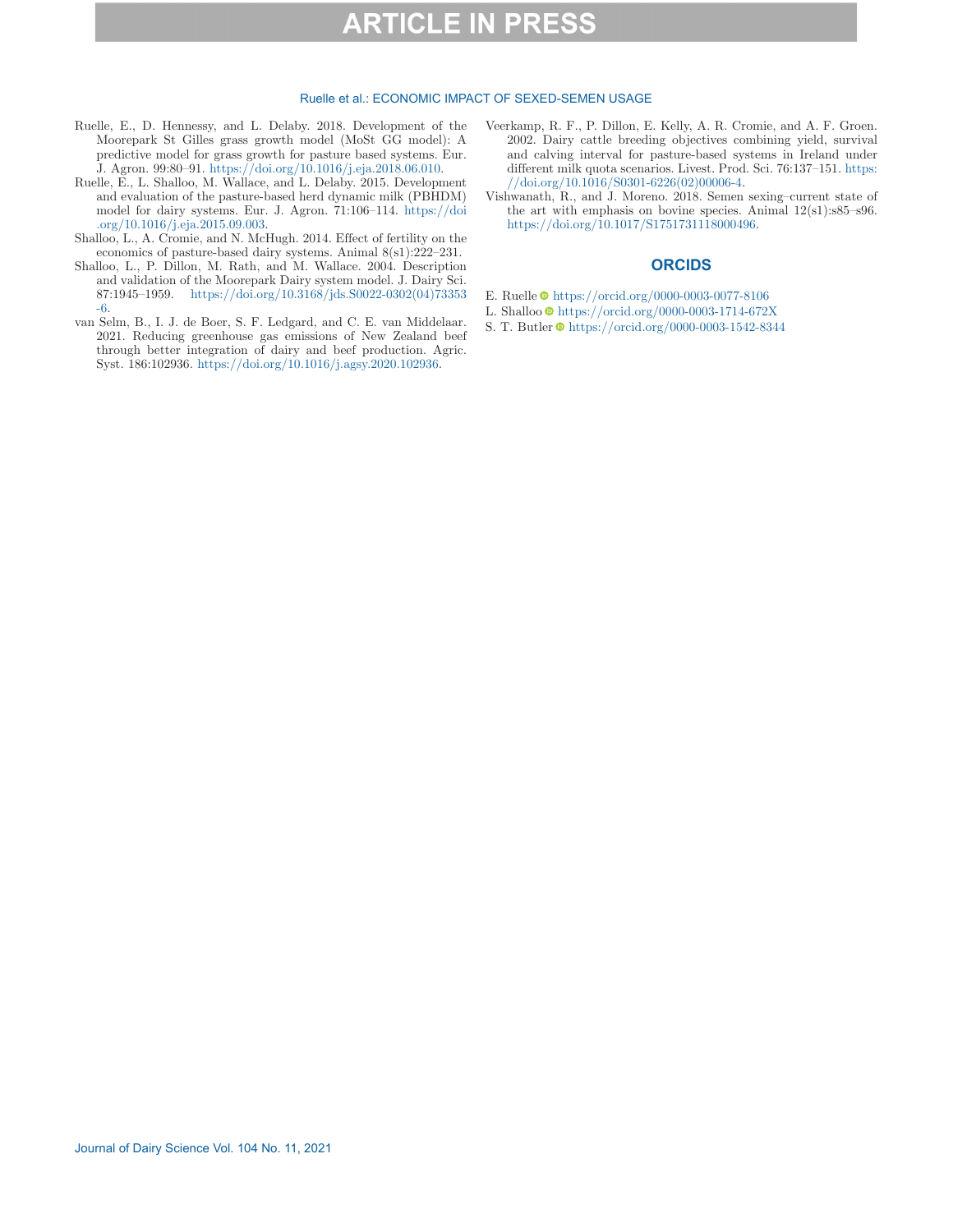Ruelle, E., D. Hennessy, and L. Delaby. 2018. Development of the Moorepark St Gilles grass growth model (MoSt GG model): A predictive model for grass growth for pasture based systems. Eur. J. Agron. 99:80–91. https://doi.org/10.1016/j.eja.2018.06.010.

Ruelle, E., L. Shalloo, M. Wallace, and L. Delaby. 2015. Development and evaluation of the pasture-based herd dynamic milk (PBHDM) model for dairy systems. Eur. J. Agron. 71:106–114. https://doi.org/10.1016/j.eja.2015.09.003.

Shalloo, L., A. Cromie, and N. McHugh. 2014. Effect of fertility on the economics of pasture-based dairy systems. Animal 8(s1):222–231.

Shalloo, L., P. Dillon, M. Rath, and M. Wallace. 2004. Description and validation of the Moorepark Dairy system model. J. Dairy Sci. 87:1945–1959. https://doi.org/10.3168/jds.S0022-0302(04)73353-6.

van Selm, B., I. J. de Boer, S. F. Ledgard, and C. E. van Middelaar. 2021. Reducing greenhouse gas emissions of New Zealand beef through better integration of dairy and beef production. Agric. Syst. 186:102936. https://doi.org/10.1016/j.agsy.2020.102936.

Veerkamp, R. F., P. Dillon, E. Kelly, A. R. Cromie, and A. F. Groen. 2002. Dairy cattle breeding objectives combining yield, survival and calving interval for pasture-based systems in Ireland under different milk quota scenarios. Livest. Prod. Sci. 76:137–151. https://doi.org/10.1016/S0301-6226(02)00006-4.

Vishwanath, R., and J. Moreno. 2018. Semen sexing–current state of the art with emphasis on bovine species. Animal 12(s1):s85–s96. https://doi.org/10.1017/S1751731118000496.

## ORCIDS

E. Ruelle https://orcid.org/0000-0003-0077-8106
L. Shalloo https://orcid.org/0000-0003-1714-672X
S. T. Butler https://orcid.org/0000-0003-1542-8344